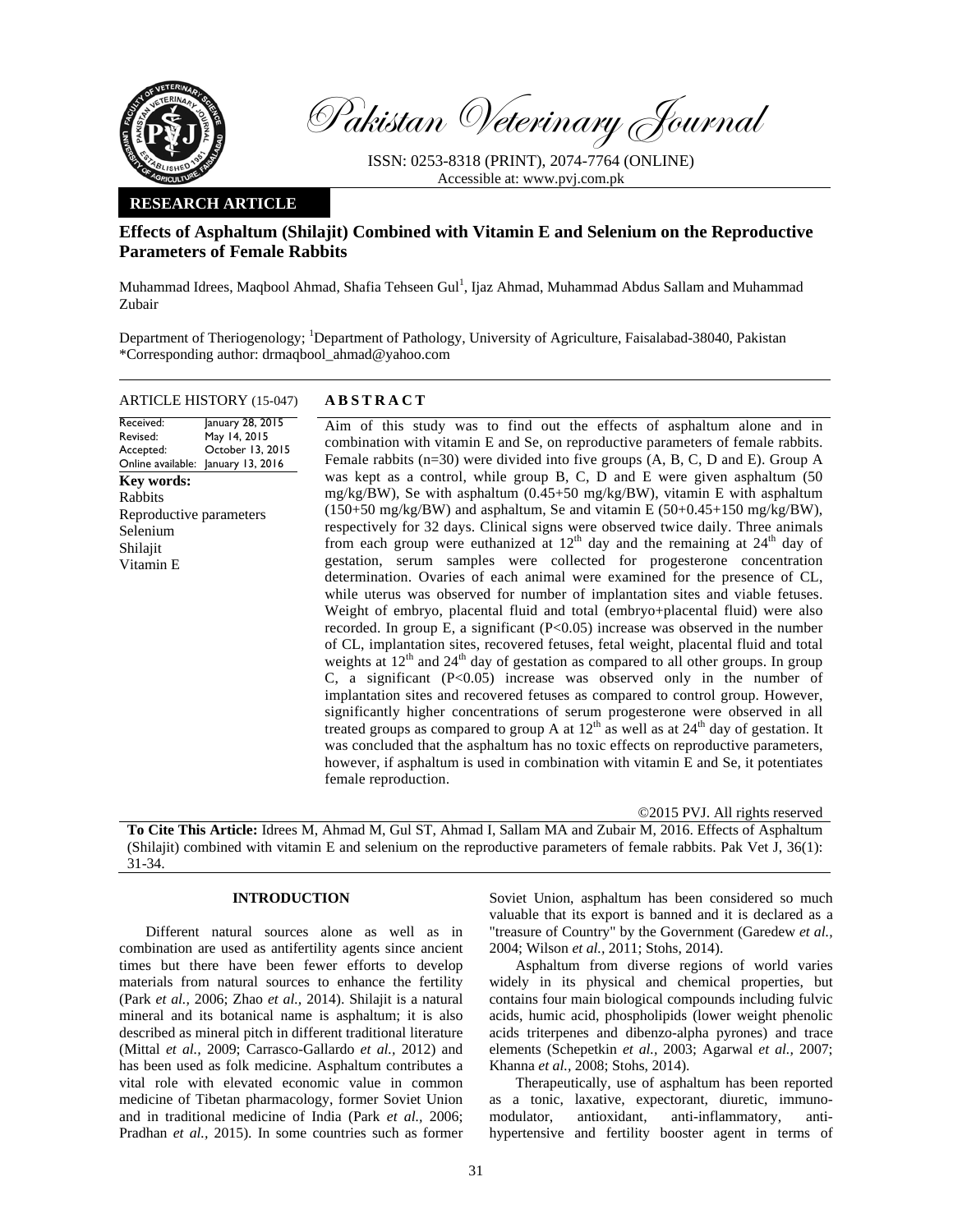Pakistan Veterinary Journal

ISSN: 0253-8318 (PRINT), 2074-7764 (ONLINE)
Accessible at: www.pvj.com.pk

**RESEARCH ARTICLE**

# Effects of Asphaltum (Shilajit) Combined with Vitamin E and Selenium on the Reproductive Parameters of Female Rabbits

Muhammad Idrees, Maqbool Ahmad, Shafia Tehseen Gul[1], Ijaz Ahmad, Muhammad Abdus Sallam and Muhammad Zubair

Department of Theriogenology; [1]Department of Pathology, University of Agriculture, Faisalabad-38040, Pakistan
*Corresponding author: drmaqbool_ahmad@yahoo.com

**ARTICLE HISTORY** (15-047)

| | |
|---|---|
| Received: | January 28, 2015 |
| Revised: | May 14, 2015 |
| Accepted: | October 13, 2015 |
| Online available: | January 13, 2016 |

**Key words:**
Rabbits
Reproductive parameters
Selenium
Shilajit
Vitamin E

**ABSTRACT**

Aim of this study was to find out the effects of asphaltum alone and in combination with vitamin E and Se, on reproductive parameters of female rabbits. Female rabbits (n=30) were divided into five groups (A, B, C, D and E). Group A was kept as a control, while group B, C, D and E were given asphaltum (50 mg/kg/BW), Se with asphaltum (0.45+50 mg/kg/BW), vitamin E with asphaltum (150+50 mg/kg/BW) and asphaltum, Se and vitamin E (50+0.45+150 mg/kg/BW), respectively for 32 days. Clinical signs were observed twice daily. Three animals from each group were euthanized at $12^{th}$ day and the remaining at $24^{th}$ day of gestation, serum samples were collected for progesterone concentration determination. Ovaries of each animal were examined for the presence of CL, while uterus was observed for number of implantation sites and viable fetuses. Weight of embryo, placental fluid and total (embryo+placental fluid) were also recorded. In group E, a significant ($P<0.05$) increase was observed in the number of CL, implantation sites, recovered fetuses, fetal weight, placental fluid and total weights at $12^{th}$ and $24^{th}$ day of gestation as compared to all other groups. In group C, a significant ($P<0.05$) increase was observed only in the number of implantation sites and recovered fetuses as compared to control group. However, significantly higher concentrations of serum progesterone were observed in all treated groups as compared to group A at $12^{th}$ as well as at $24^{th}$ day of gestation. It was concluded that the asphaltum has no toxic effects on reproductive parameters, however, if asphaltum is used in combination with vitamin E and Se, it potentiates female reproduction.

©2015 PVJ. All rights reserved

**To Cite This Article:** Idrees M, Ahmad M, Gul ST, Ahmad I, Sallam MA and Zubair M, 2016. Effects of Asphaltum (Shilajit) combined with vitamin E and selenium on the reproductive parameters of female rabbits. Pak Vet J, 36(1): 31-34.

## INTRODUCTION

Different natural sources alone as well as in combination are used as antifertility agents since ancient times but there have been fewer efforts to develop materials from natural sources to enhance the fertility (Park *et al.,* 2006; Zhao *et al.,* 2014). Shilajit is a natural mineral and its botanical name is asphaltum; it is also described as mineral pitch in different traditional literature (Mittal *et al.*, 2009; Carrasco-Gallardo *et al.,* 2012) and has been used as folk medicine. Asphaltum contributes a vital role with elevated economic value in common medicine of Tibetan pharmacology, former Soviet Union and in traditional medicine of India (Park *et al.,* 2006; Pradhan *et al.,* 2015). In some countries such as former Soviet Union, asphaltum has been considered so much valuable that its export is banned and it is declared as a "treasure of Country" by the Government (Garedew *et al.,* 2004; Wilson *et al.*, 2011; Stohs, 2014).

Asphaltum from diverse regions of world varies widely in its physical and chemical properties, but contains four main biological compounds including fulvic acids, humic acid, phospholipids (lower weight phenolic acids triterpenes and dibenzo-alpha pyrones) and trace elements (Schepetkin *et al.,* 2003; Agarwal *et al.,* 2007; Khanna *et al.,* 2008; Stohs, 2014).

Therapeutically, use of asphaltum has been reported as a tonic, laxative, expectorant, diuretic, immuno-modulator, antioxidant, anti-inflammatory, anti-hypertensive and fertility booster agent in terms of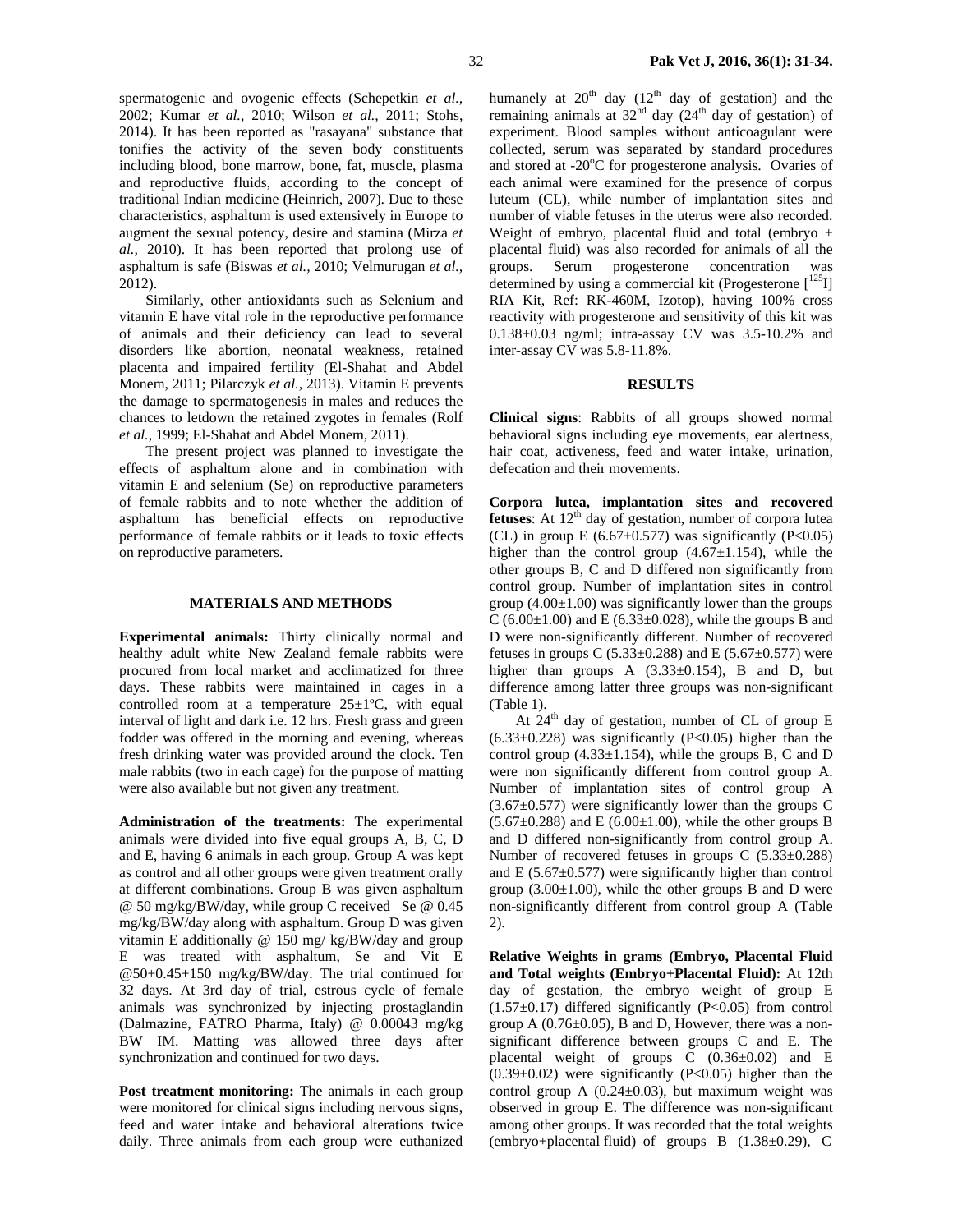spermatogenic and ovogenic effects (Schepetkin *et al.,* 2002; Kumar *et al.,* 2010; Wilson *et al.,* 2011; Stohs, 2014). It has been reported as "rasayana" substance that tonifies the activity of the seven body constituents including blood, bone marrow, bone, fat, muscle, plasma and reproductive fluids, according to the concept of traditional Indian medicine (Heinrich, 2007). Due to these characteristics, asphaltum is used extensively in Europe to augment the sexual potency, desire and stamina (Mirza *et al.,* 2010). It has been reported that prolong use of asphaltum is safe (Biswas *et al.,* 2010; Velmurugan *et al.,* 2012).

Similarly, other antioxidants such as Selenium and vitamin E have vital role in the reproductive performance of animals and their deficiency can lead to several disorders like abortion, neonatal weakness, retained placenta and impaired fertility (El-Shahat and Abdel Monem, 2011; Pilarczyk *et al.,* 2013). Vitamin E prevents the damage to spermatogenesis in males and reduces the chances to letdown the retained zygotes in females (Rolf *et al.,* 1999; El-Shahat and Abdel Monem, 2011).

The present project was planned to investigate the effects of asphaltum alone and in combination with vitamin E and selenium (Se) on reproductive parameters of female rabbits and to note whether the addition of asphaltum has beneficial effects on reproductive performance of female rabbits or it leads to toxic effects on reproductive parameters.

## MATERIALS AND METHODS

**Experimental animals:** Thirty clinically normal and healthy adult white New Zealand female rabbits were procured from local market and acclimatized for three days. These rabbits were maintained in cages in a controlled room at a temperature 25±1ºC, with equal interval of light and dark i.e. 12 hrs. Fresh grass and green fodder was offered in the morning and evening, whereas fresh drinking water was provided around the clock. Ten male rabbits (two in each cage) for the purpose of matting were also available but not given any treatment.

**Administration of the treatments:** The experimental animals were divided into five equal groups A, B, C, D and E, having 6 animals in each group. Group A was kept as control and all other groups were given treatment orally at different combinations. Group B was given asphaltum @ 50 mg/kg/BW/day, while group C received Se @ 0.45 mg/kg/BW/day along with asphaltum. Group D was given vitamin E additionally @ 150 mg/ kg/BW/day and group E was treated with asphaltum, Se and Vit E @50+0.45+150 mg/kg/BW/day. The trial continued for 32 days. At 3rd day of trial, estrous cycle of female animals was synchronized by injecting prostaglandin (Dalmazine, FATRO Pharma, Italy) @ 0.00043 mg/kg BW IM. Matting was allowed three days after synchronization and continued for two days.

**Post treatment monitoring:** The animals in each group were monitored for clinical signs including nervous signs, feed and water intake and behavioral alterations twice daily. Three animals from each group were euthanized humanely at $20^{th}$ day ($12^{th}$ day of gestation) and the remaining animals at $32^{nd}$ day ($24^{th}$ day of gestation) of experiment. Blood samples without anticoagulant were collected, serum was separated by standard procedures and stored at -20°C for progesterone analysis. Ovaries of each animal were examined for the presence of corpus luteum (CL), while number of implantation sites and number of viable fetuses in the uterus were also recorded. Weight of embryo, placental fluid and total (embryo + placental fluid) was also recorded for animals of all the groups. Serum progesterone concentration was determined by using a commercial kit (Progesterone [$^{125}$I] RIA Kit, Ref: RK-460M, Izotop), having 100% cross reactivity with progesterone and sensitivity of this kit was 0.138±0.03 ng/ml; intra-assay CV was 3.5-10.2% and inter-assay CV was 5.8-11.8%.

## RESULTS

**Clinical signs**: Rabbits of all groups showed normal behavioral signs including eye movements, ear alertness, hair coat, activeness, feed and water intake, urination, defecation and their movements.

**Corpora lutea, implantation sites and recovered fetuses**: At $12^{th}$ day of gestation, number of corpora lutea (CL) in group E (6.67±0.577) was significantly ($P<0.05$) higher than the control group (4.67±1.154), while the other groups B, C and D differed non significantly from control group. Number of implantation sites in control group (4.00±1.00) was significantly lower than the groups C (6.00±1.00) and E (6.33±0.028), while the groups B and D were non-significantly different. Number of recovered fetuses in groups C (5.33±0.288) and E (5.67±0.577) were higher than groups A (3.33±0.154), B and D, but difference among latter three groups was non-significant (Table 1).

At $24^{th}$ day of gestation, number of CL of group E (6.33±0.228) was significantly ($P<0.05$) higher than the control group (4.33±1.154), while the groups B, C and D were non significantly different from control group A. Number of implantation sites of control group A (3.67±0.577) were significantly lower than the groups C (5.67±0.288) and E (6.00±1.00), while the other groups B and D differed non-significantly from control group A. Number of recovered fetuses in groups C (5.33±0.288) and E (5.67±0.577) were significantly higher than control group (3.00±1.00), while the other groups B and D were non-significantly different from control group A (Table 2).

**Relative Weights in grams (Embryo, Placental Fluid and Total weights (Embryo+Placental Fluid):** At 12th day of gestation, the embryo weight of group E (1.57±0.17) differed significantly ($P<0.05$) from control group A (0.76±0.05), B and D, However, there was a non-significant difference between groups C and E. The placental weight of groups C (0.36±0.02) and E (0.39±0.02) were significantly ($P<0.05$) higher than the control group A (0.24±0.03), but maximum weight was observed in group E. The difference was non-significant among other groups. It was recorded that the total weights (embryo+placental fluid) of groups B (1.38±0.29), C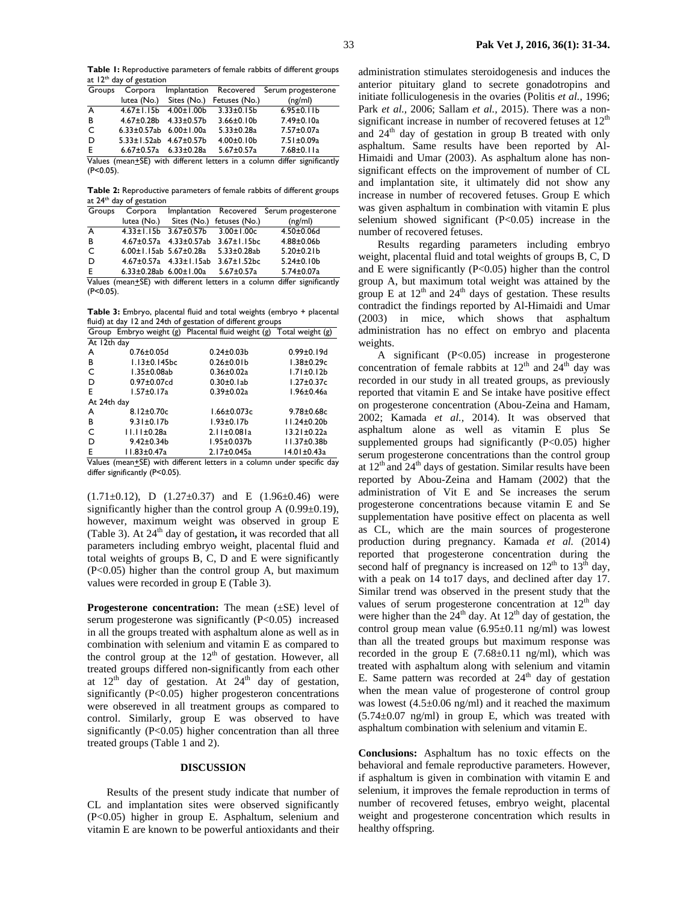**Table 1:** Reproductive parameters of female rabbits of different groups at 12th day of gestation

| Groups | Corpora lutea (No.) | Implantation Sites (No.) | Recovered Fetuses (No.) | Serum progesterone (ng/ml) |
|---|---|---|---|---|
| A | 4.67±1.15b | 4.00±1.00b | 3.33±0.15b | 6.95±0.11b |
| B | 4.67±0.28b | 4.33±0.57b | 3.66±0.10b | 7.49±0.10a |
| C | 6.33±0.57ab | 6.00±1.00a | 5.33±0.28a | 7.57±0.07a |
| D | 5.33±1.52ab | 4.67±0.57b | 4.00±0.10b | 7.51±0.09a |
| E | 6.67±0.57a | 6.33±0.28a | 5.67±0.57a | 7.68±0.11a |

Values (mean±SE) with different letters in a column differ significantly (P<0.05).

**Table 2:** Reproductive parameters of female rabbits of different groups at 24th day of gestation

| Groups | Corpora lutea (No.) | Implantation Sites (No.) | Recovered fetuses (No.) | Serum progesterone (ng/ml) |
|---|---|---|---|---|
| A | 4.33±1.15b | 3.67±0.57b | 3.00±1.00c | 4.50±0.06d |
| B | 4.67±0.57a | 4.33±0.57ab | 3.67±1.15bc | 4.88±0.06b |
| C | 6.00±1.15ab | 5.67±0.28a | 5.33±0.28ab | 5.20±0.21b |
| D | 4.67±0.57a | 4.33±1.15ab | 3.67±1.52bc | 5.24±0.10b |
| E | 6.33±0.28ab | 6.00±1.00a | 5.67±0.57a | 5.74±0.07a |

Values (mean±SE) with different letters in a column differ significantly (P<0.05).

**Table 3:** Embryo, placental fluid and total weights (embryo + placental fluid) at day 12 and 24th of gestation of different groups

| Group | Embryo weight (g) | Placental fluid weight (g) | Total weight (g) |
|---|---|---|---|
| At 12th day | | | |
| A | 0.76±0.05d | 0.24±0.03b | 0.99±0.19d |
| B | 1.13±0.145bc | 0.26±0.01b | 1.38±0.29c |
| C | 1.35±0.08ab | 0.36±0.02a | 1.71±0.12b |
| D | 0.97±0.07cd | 0.30±0.1ab | 1.27±0.37c |
| E | 1.57±0.17a | 0.39±0.02a | 1.96±0.46a |
| At 24th day | | | |
| A | 8.12±0.70c | 1.66±0.073c | 9.78±0.68c |
| B | 9.31±0.17b | 1.93±0.17b | 11.24±0.20b |
| C | 11.11±0.28a | 2.11±0.081a | 13.21±0.22a |
| D | 9.42±0.34b | 1.95±0.037b | 11.37±0.38b |
| E | 11.83±0.47a | 2.17±0.045a | 14.01±0.43a |

Values (mean±SE) with different letters in a column under specific day differ significantly (P<0.05).

(1.71±0.12), D (1.27±0.37) and E (1.96±0.46) were significantly higher than the control group A (0.99±0.19), however, maximum weight was observed in group E (Table 3). At 24th day of gestation**,** it was recorded that all parameters including embryo weight, placental fluid and total weights of groups B, C, D and E were significantly (P<0.05) higher than the control group A, but maximum values were recorded in group E (Table 3).

**Progesterone concentration:** The mean (±SE) level of serum progesterone was significantly (P<0.05) increased in all the groups treated with asphaltum alone as well as in combination with selenium and vitamin E as compared to the control group at the 12th of gestation. However, all treated groups differed non-significantly from each other at 12th day of gestation. At 24th day of gestation, significantly (P<0.05) higher progesteron concentrations were obsereved in all treatment groups as compared to control. Similarly, group E was observed to have significantly (P<0.05) higher concentration than all three treated groups (Table 1 and 2).

## DISCUSSION

Results of the present study indicate that number of CL and implantation sites were observed significantly (P<0.05) higher in group E. Asphaltum, selenium and vitamin E are known to be powerful antioxidants and their administration stimulates steroidogenesis and induces the anterior pituitary gland to secrete gonadotropins and initiate folliculogenesis in the ovaries (Politis *et al.*, 1996; Park *et al.*, 2006; Sallam *et al.*, 2015). There was a non-significant increase in number of recovered fetuses at 12th and 24th day of gestation in group B treated with only asphaltum. Same results have been reported by Al-Himaidi and Umar (2003). As asphaltum alone has non-significant effects on the improvement of number of CL and implantation site, it ultimately did not show any increase in number of recovered fetuses. Group E which was given asphaltum in combination with vitamin E plus selenium showed significant (P<0.05) increase in the number of recovered fetuses.

Results regarding parameters including embryo weight, placental fluid and total weights of groups B, C, D and E were significantly (P<0.05) higher than the control group A, but maximum total weight was attained by the group E at 12th and 24th days of gestation. These results contradict the findings reported by Al-Himaidi and Umar (2003) in mice, which shows that asphaltum administration has no effect on embryo and placenta weights.

A significant (P<0.05) increase in progesterone concentration of female rabbits at 12th and 24th day was recorded in our study in all treated groups, as previously reported that vitamin E and Se intake have positive effect on progesterone concentration (Abou-Zeina and Hamam, 2002; Kamada *et al.*, 2014). It was observed that asphaltum alone as well as vitamin E plus Se supplemented groups had significantly (P<0.05) higher serum progesterone concentrations than the control group at 12th and 24th days of gestation. Similar results have been reported by Abou-Zeina and Hamam (2002) that the administration of Vit E and Se increases the serum progesterone concentrations because vitamin E and Se supplementation have positive effect on placenta as well as CL, which are the main sources of progesterone production during pregnancy. Kamada *et al.* (2014) reported that progesterone concentration during the second half of pregnancy is increased on 12th to 13th day, with a peak on 14 to17 days, and declined after day 17. Similar trend was observed in the present study that the values of serum progesterone concentration at 12th day were higher than the 24th day. At 12th day of gestation, the control group mean value (6.95±0.11 ng/ml) was lowest than all the treated groups but maximum response was recorded in the group E (7.68±0.11 ng/ml), which was treated with asphaltum along with selenium and vitamin E. Same pattern was recorded at 24th day of gestation when the mean value of progesterone of control group was lowest (4.5±0.06 ng/ml) and it reached the maximum (5.74±0.07 ng/ml) in group E, which was treated with asphaltum combination with selenium and vitamin E.

**Conclusions:** Asphaltum has no toxic effects on the behavioral and female reproductive parameters. However, if asphaltum is given in combination with vitamin E and selenium, it improves the female reproduction in terms of number of recovered fetuses, embryo weight, placental weight and progesterone concentration which results in healthy offspring.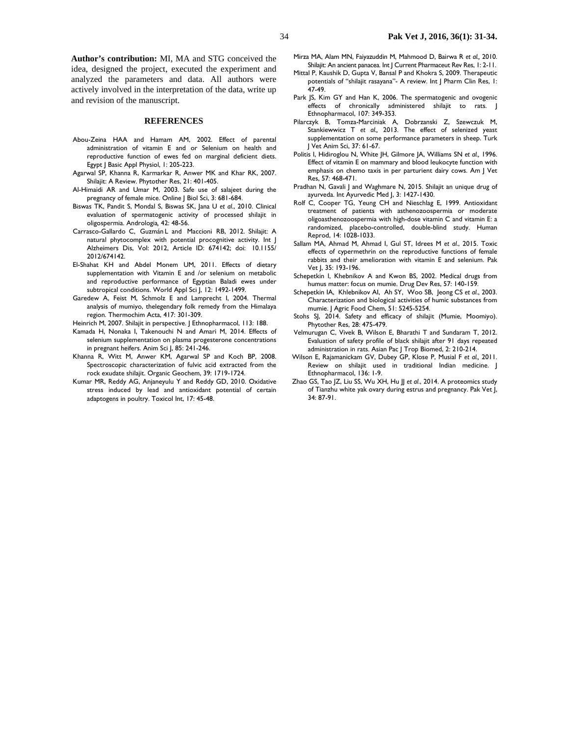**Author's contribution:** MI, MA and STG conceived the idea, designed the project, executed the experiment and analyzed the parameters and data. All authors were actively involved in the interpretation of the data, write up and revision of the manuscript.

## REFERENCES

Abou-Zeina HAA and Hamam AM, 2002. Effect of parental administration of vitamin E and or Selenium on health and reproductive function of ewes fed on marginal deficient diets. Egypt J Basic Appl Physiol, 1: 205-223.

Agarwal SP, Khanna R, Karmarkar R, Anwer MK and Khar RK, 2007. Shilajit: A Review. Phytother Res, 21: 401-405.

Al-Himaidi AR and Umar M, 2003. Safe use of salajeet during the pregnancy of female mice. Online J Biol Sci, 3: 681-684.

Biswas TK, Pandit S, Mondal S, Biswas SK, Jana U *et al.*, 2010. Clinical evaluation of spermatogenic activity of processed shilajit in oligospermia. Andrologia, 42: 48-56.

Carrasco-Gallardo C, Guzmán L and Maccioni RB, 2012. Shilajit: A natural phytocomplex with potential procognitive activity. Int J Alzheimers Dis, Vol: 2012, Article ID: 674142; doi: 10.1155/ 2012/674142.

El-Shahat KH and Abdel Monem UM, 2011. Effects of dietary supplementation with Vitamin E and /or selenium on metabolic and reproductive performance of Egyptian Baladi ewes under subtropical conditions. World Appl Sci J, 12: 1492-1499.

Garedew A, Feist M, Schmolz E and Lamprecht I, 2004. Thermal analysis of mumiyo, thelegendary folk remedy from the Himalaya region. Thermochim Acta, 417: 301-309.

Heinrich M, 2007. Shilajit in perspective. J Ethnopharmacol, 113: 188.

Kamada H, Nonaka I, Takenouchi N and Amari M, 2014. Effects of selenium supplementation on plasma progesterone concentrations in pregnant heifers. Anim Sci J, 85: 241-246.

Khanna R, Witt M, Anwer KM, Agarwal SP and Koch BP, 2008. Spectroscopic characterization of fulvic acid extracted from the rock exudate shilajit. Organic Geochem, 39: 1719-1724.

Kumar MR, Reddy AG, Anjaneyulu Y and Reddy GD, 2010. Oxidative stress induced by lead and antioxidant potential of certain adaptogens in poultry. Toxicol Int, 17: 45-48.

Mirza MA, Alam MN, Faiyazuddin M, Mahmood D, Bairwa R *et al.,* 2010. Shilajit: An ancient panacea. Int J Current Pharmaceut Rev Res, 1: 2-11.

Mittal P, Kaushik D, Gupta V, Bansal P and Khokra S, 2009. Therapeutic potentials of "shilajit rasayana"- A review. Int J Pharm Clin Res, 1: 47-49.

Park JS, Kim GY and Han K, 2006. The spermatogenic and ovogenic effects of chronically administered shilajit to rats. J Ethnopharmacol, 107: 349-353.

Pilarczyk B, Tomza-Marciniak A, Dobrzanski Z, Szewczuk M, Stankiewwicz T *et al.,* 2013. The effect of selenized yeast supplementation on some performance parameters in sheep. Turk J Vet Anim Sci, 37: 61-67.

Politis I, Hidiroglou N, White JH, Gilmore JA, Williams SN *et al.,* 1996. Effect of vitamin E on mammary and blood leukocyte function with emphasis on chemo taxis in per parturient dairy cows. Am J Vet Res, 57: 468-471.

Pradhan N, Gavali J and Waghmare N, 2015. Shilajit an unique drug of ayurveda. Int Ayurvedic Med J, 3: 1427-1430.

Rolf C, Cooper TG, Yeung CH and Nieschlag E, 1999. Antioxidant treatment of patients with asthenozoospermia or moderate oligoasthenozoospermia with high-dose vitamin C and vitamin E: a randomized, placebo-controlled, double-blind study. Human Reprod, 14: 1028-1033.

Sallam MA, Ahmad M, Ahmad I, Gul ST, Idrees M *et al.*, 2015. Toxic effects of cypermethrin on the reproductive functions of female rabbits and their amelioration with vitamin E and selenium. Pak Vet J, 35: 193-196.

Schepetkin I, Khebnikov A and Kwon BS, 2002. Medical drugs from humus matter: focus on mumie. Drug Dev Res, 57: 140-159.

Schepetkin IA, Khlebnikov AI, Ah SY, Woo SB, Jeong CS *et al.*, 2003. Characterization and biological activities of humic substances from mumie. J Agric Food Chem, 51: 5245-5254.

Stohs SJ, 2014. Safety and efficacy of shilajit (Mumie, Moomiyo). Phytother Res, 28: 475-479.

Velmurugan C, Vivek B, Wilson E, Bharathi T and Sundaram T, 2012. Evaluation of safety profile of black shilajit after 91 days repeated administration in rats. Asian Pac J Trop Biomed, 2: 210-214.

Wilson E, Rajamanickam GV, Dubey GP, Klose P, Musial F *et al.,* 2011. Review on shilajit used in traditional Indian medicine. J Ethnopharmacol, 136: 1-9.

Zhao GS, Tao JZ, Liu SS, Wu XH, Hu JJ *et al.*, 2014. A proteomics study of Tianzhu white yak ovary during estrus and pregnancy. Pak Vet J, 34: 87-91.